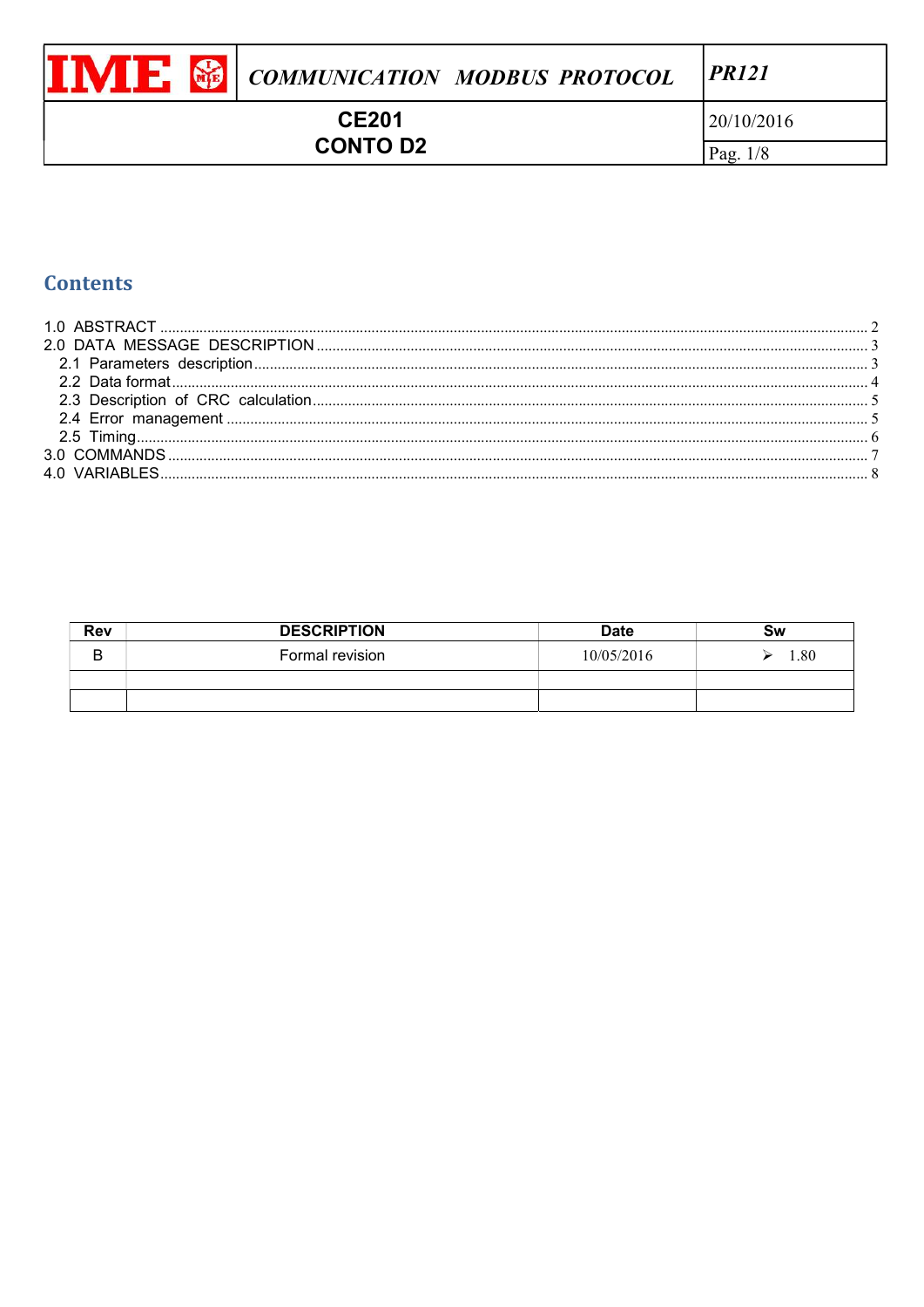# IME — COMMUNICATION MODBUS PROTOCOL

**PR121**

**CE201**
**CONTO D2**

20/10/2016

## Contents

1.0 ABSTRACT ..... 2
2.0 DATA MESSAGE DESCRIPTION ..... 3
  2.1 Parameters description ..... 3
  2.2 Data format ..... 4
  2.3 Description of CRC calculation ..... 5
  2.4 Error management ..... 5
  2.5 Timing ..... 6
3.0 COMMANDS ..... 7
4.0 VARIABLES ..... 8

| Rev | DESCRIPTION | Date | Sw |
|---|---|---|---|
| B | Formal revision | 10/05/2016 | ➢ 1.80 |
| | | | |
| | | | |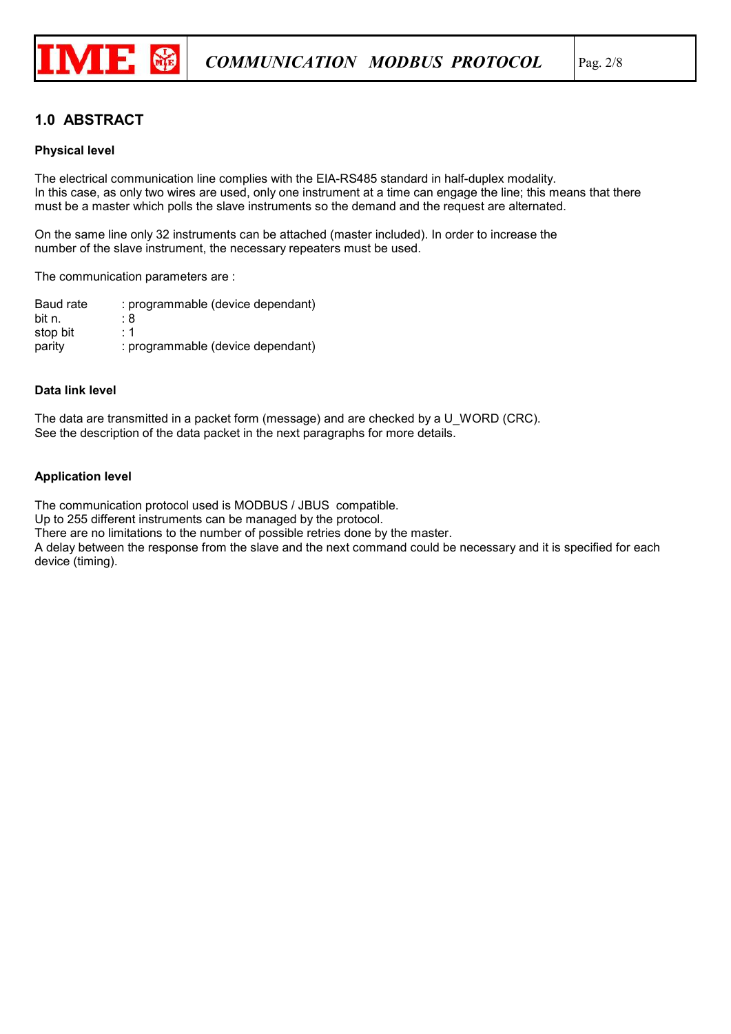## 1.0 ABSTRACT

**Physical level**

The electrical communication line complies with the EIA-RS485 standard in half-duplex modality.
In this case, as only two wires are used, only one instrument at a time can engage the line; this means that there must be a master which polls the slave instruments so the demand and the request are alternated.

On the same line only 32 instruments can be attached (master included). In order to increase the number of the slave instrument, the necessary repeaters must be used.

The communication parameters are :

| | |
|---|---|
| Baud rate | : programmable (device dependant) |
| bit n. | : 8 |
| stop bit | : 1 |
| parity | : programmable (device dependant) |

**Data link level**

The data are transmitted in a packet form (message) and are checked by a U_WORD (CRC).
See the description of the data packet in the next paragraphs for more details.

**Application level**

The communication protocol used is MODBUS / JBUS compatible.
Up to 255 different instruments can be managed by the protocol.
There are no limitations to the number of possible retries done by the master.
A delay between the response from the slave and the next command could be necessary and it is specified for each device (timing).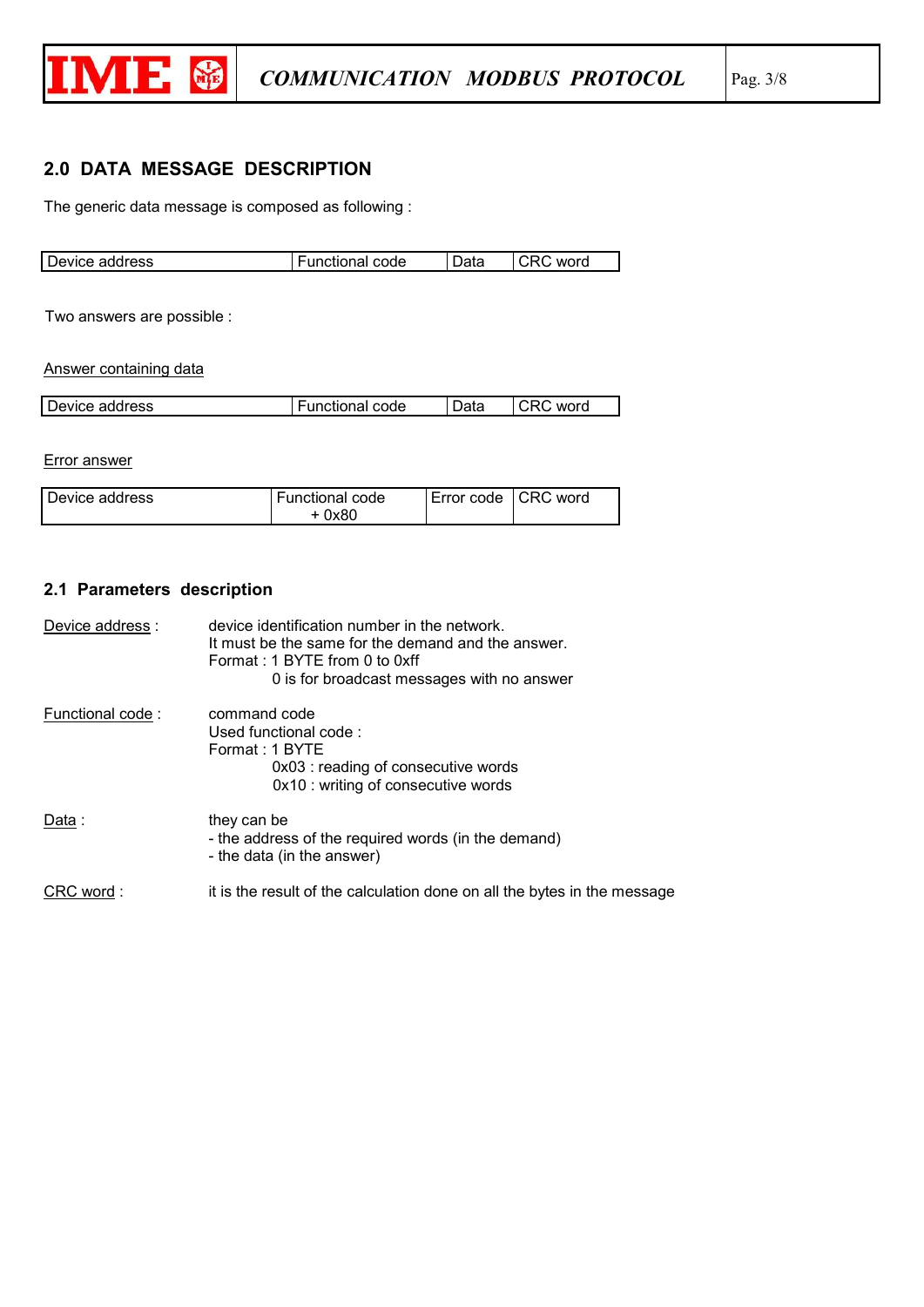## 2.0 DATA MESSAGE DESCRIPTION

The generic data message is composed as following :

| Device address | Functional code | Data | CRC word |
|---|---|---|---|

Two answers are possible :

Answer containing data

| Device address | Functional code | Data | CRC word |
|---|---|---|---|

Error answer

| Device address | Functional code + 0x80 | Error code | CRC word |
|---|---|---|---|

### 2.1 Parameters description

Device address : device identification number in the network.
It must be the same for the demand and the answer.
Format : 1 BYTE from 0 to 0xff
0 is for broadcast messages with no answer

Functional code : command code
Used functional code :
Format : 1 BYTE
0x03 : reading of consecutive words
0x10 : writing of consecutive words

Data : they can be
- the address of the required words (in the demand)
- the data (in the answer)

CRC word : it is the result of the calculation done on all the bytes in the message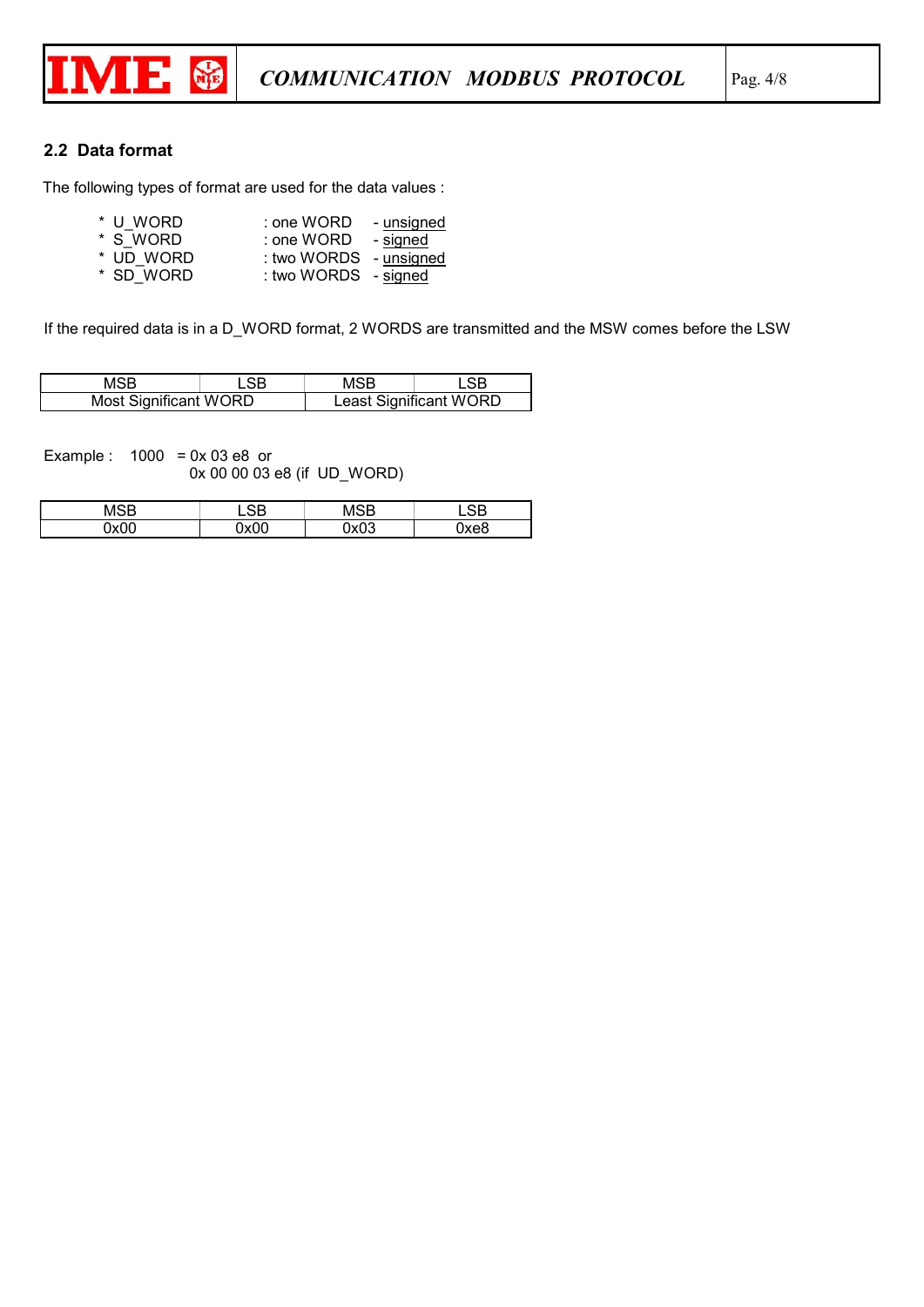## 2.2 Data format

The following types of format are used for the data values :

* U_WORD : one WORD - <u>unsigned</u>
* S_WORD : one WORD - <u>signed</u>
* UD_WORD : two WORDS - <u>unsigned</u>
* SD_WORD : two WORDS - <u>signed</u>

If the required data is in a D_WORD format, 2 WORDS are transmitted and the MSW comes before the LSW

| MSB | LSB | MSB | LSB |
|---|---|---|---|
| Most Significant WORD | | Least Significant WORD | |

Example : 1000 = 0x 03 e8 or
0x 00 00 03 e8 (if UD_WORD)

| MSB | LSB | MSB | LSB |
|---|---|---|---|
| 0x00 | 0x00 | 0x03 | 0xe8 |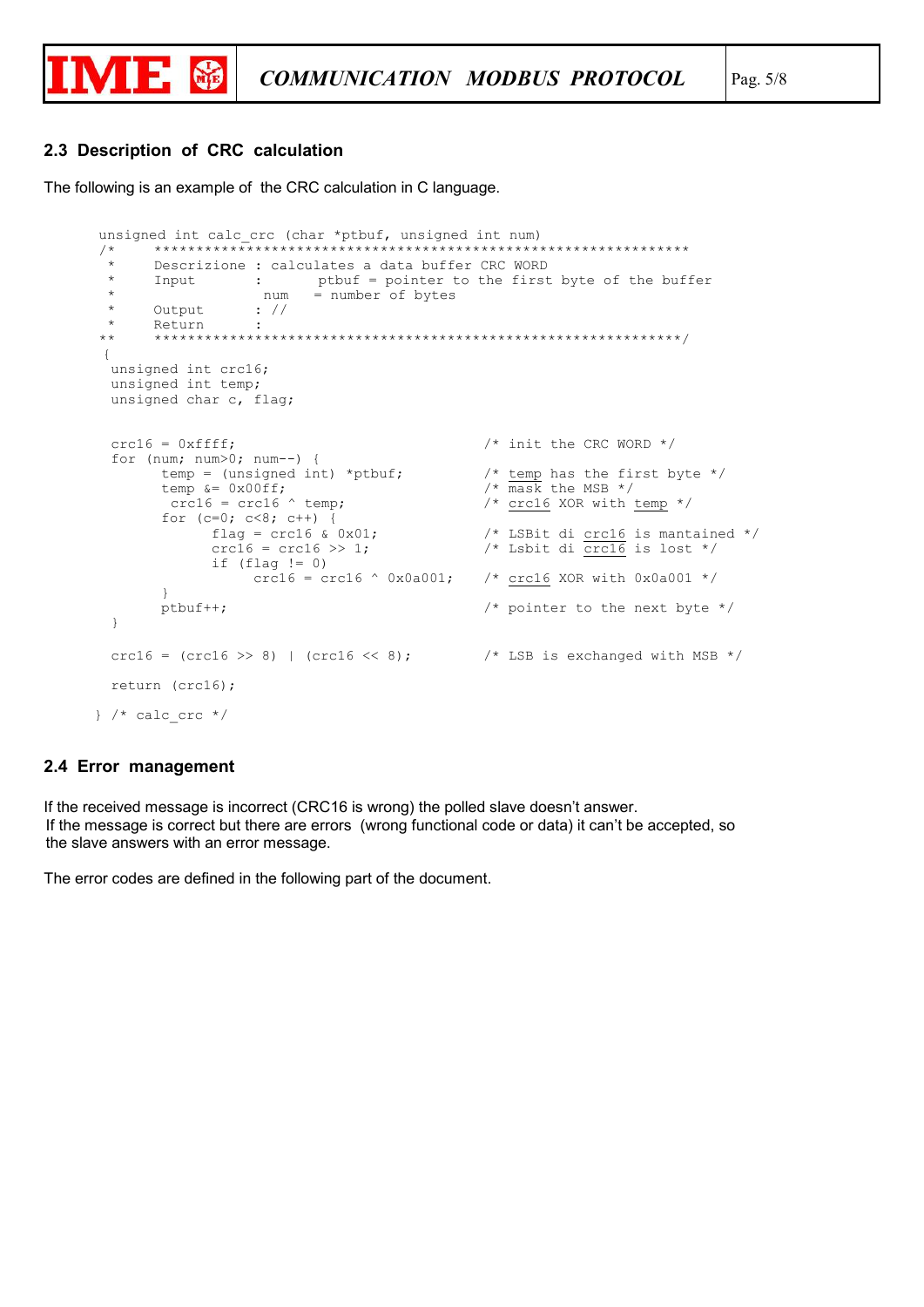## 2.3 Description of CRC calculation

The following is an example of the CRC calculation in C language.

```
unsigned int calc_crc (char *ptbuf, unsigned int num)
/*     ****************************************************************
 *     Descrizione : calculates a data buffer CRC WORD
 *     Input       :        ptbuf = pointer to the first byte of the buffer
 *                  num    = number of bytes
 *     Output      : //
 *     Return      :
**     ***************************************************************/
 {
  unsigned int crc16;
  unsigned int temp;
  unsigned char c, flag;


  crc16 = 0xffff;                              /* init the CRC WORD */
  for (num; num>0; num--) {
        temp = (unsigned int) *ptbuf;          /* temp has the first byte */
        temp &= 0x00ff;                        /* mask the MSB */
         crc16 = crc16 ^ temp;                 /* crc16 XOR with temp */
        for (c=0; c<8; c++) {
              flag = crc16 & 0x01;             /* LSBit di crc16 is mantained */
              crc16 = crc16 >> 1;              /* Lsbit di crc16 is lost */
              if (flag != 0)
                   crc16 = crc16 ^ 0x0a001;    /* crc16 XOR with 0x0a001 */
        }
        ptbuf++;                               /* pointer to the next byte */
  }

  crc16 = (crc16 >> 8) | (crc16 << 8);         /* LSB is exchanged with MSB */

  return (crc16);

} /* calc_crc */
```

## 2.4 Error management

If the received message is incorrect (CRC16 is wrong) the polled slave doesn't answer.
If the message is correct but there are errors (wrong functional code or data) it can't be accepted, so the slave answers with an error message.

The error codes are defined in the following part of the document.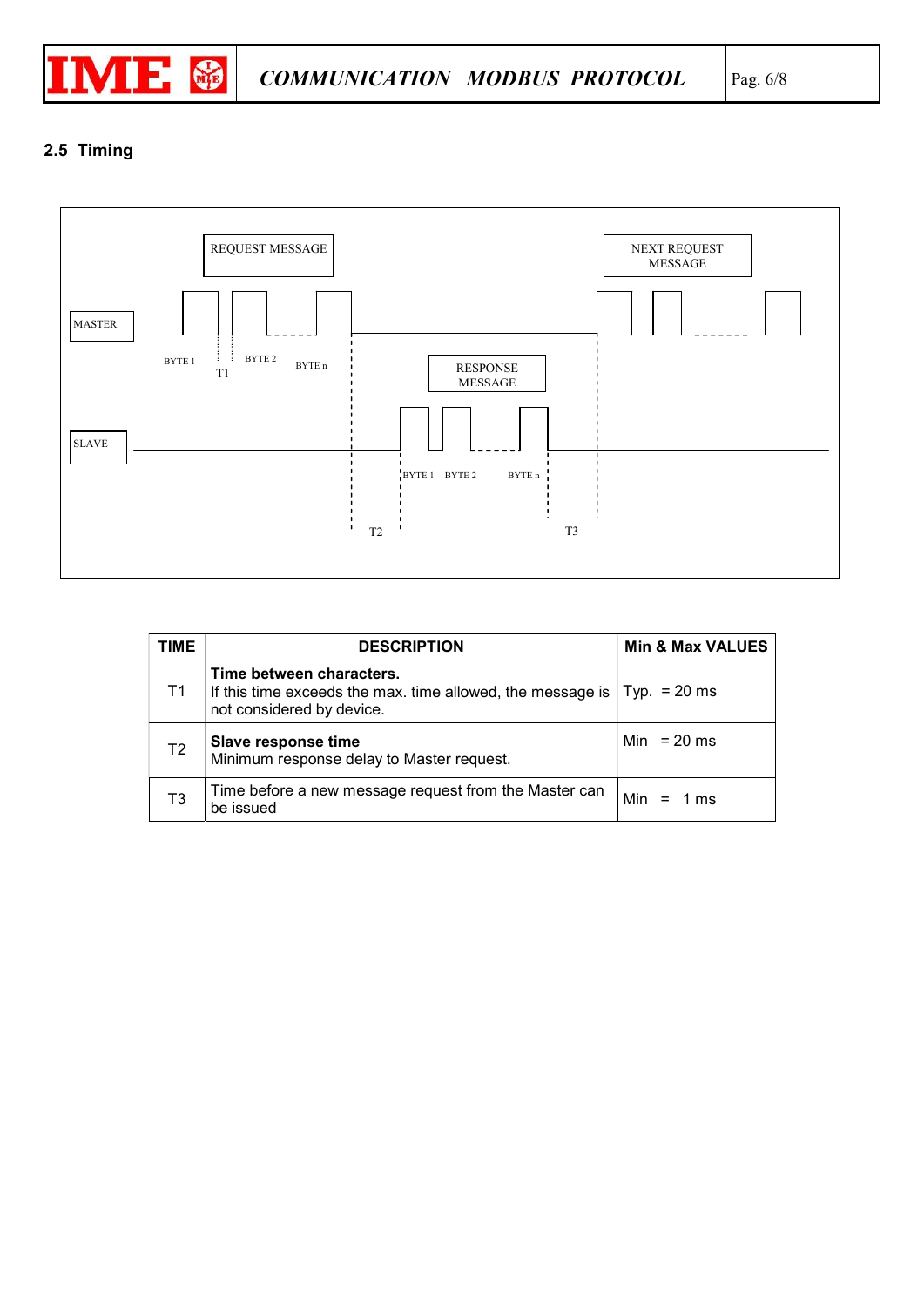## 2.5 Timing

| TIME | DESCRIPTION | Min & Max VALUES |
|---|---|---|
| T1 | **Time between characters.** If this time exceeds the max. time allowed, the message is not considered by device. | Typ. = 20 ms |
| T2 | **Slave response time** Minimum response delay to Master request. | Min = 20 ms |
| T3 | Time before a new message request from the Master can be issued | Min = 1 ms |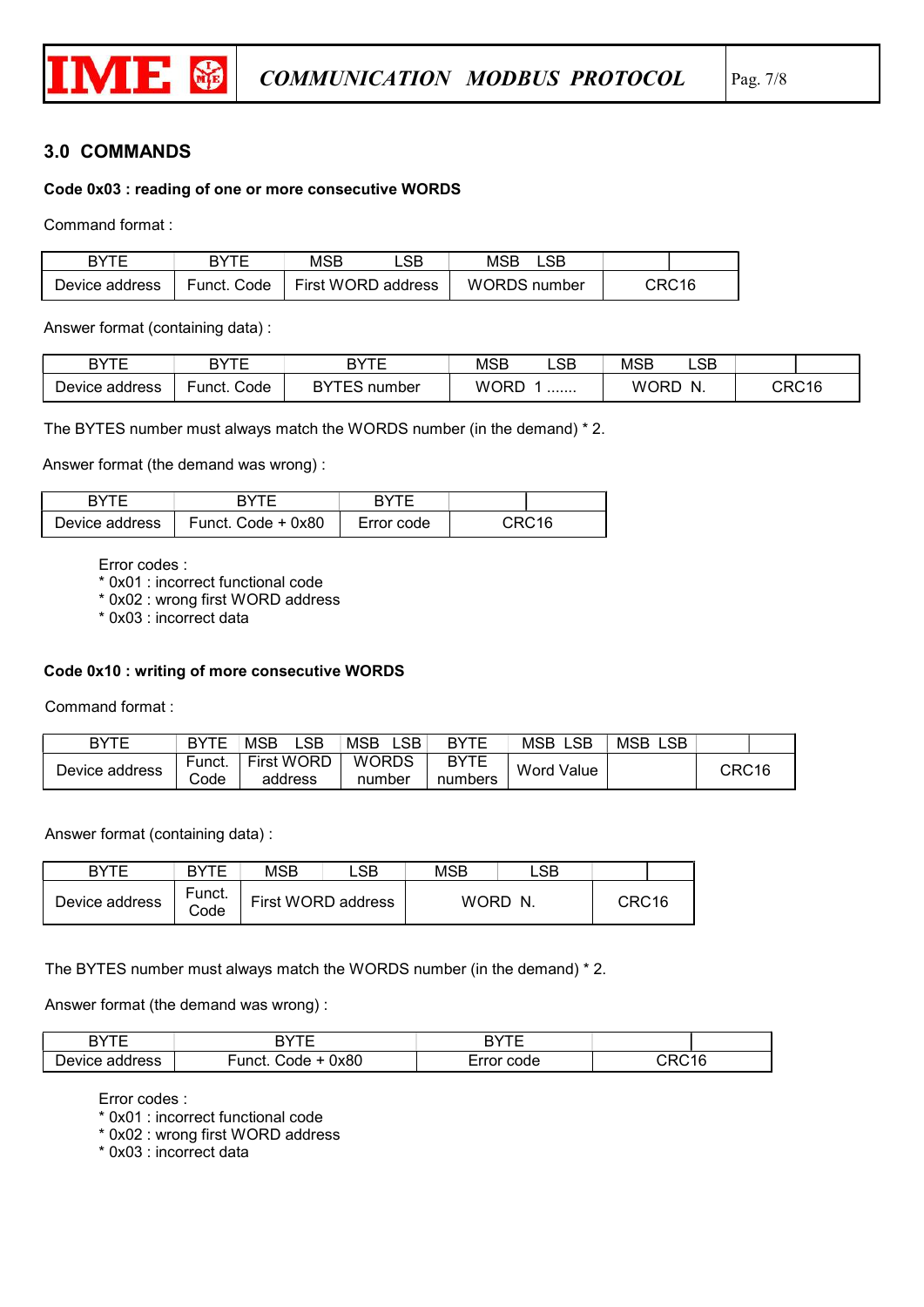## 3.0 COMMANDS

**Code 0x03 : reading of one or more consecutive WORDS**

Command format :

| BYTE | BYTE | MSB LSB | MSB LSB | |
|---|---|---|---|---|
| Device address | Funct. Code | First WORD address | WORDS number | CRC16 |

Answer format (containing data) :

| BYTE | BYTE | BYTE | MSB LSB | MSB LSB | |
|---|---|---|---|---|---|
| Device address | Funct. Code | BYTES number | WORD 1 ....... | WORD N. | CRC16 |

The BYTES number must always match the WORDS number (in the demand) * 2.

Answer format (the demand was wrong) :

| BYTE | BYTE | BYTE | |
|---|---|---|---|
| Device address | Funct. Code + 0x80 | Error code | CRC16 |

Error codes :
* 0x01 : incorrect functional code
* 0x02 : wrong first WORD address
* 0x03 : incorrect data

**Code 0x10 : writing of more consecutive WORDS**

Command format :

| BYTE | BYTE | MSB LSB | MSB LSB | BYTE | MSB LSB | MSB LSB | |
|---|---|---|---|---|---|---|---|
| Device address | Funct. Code | First WORD address | WORDS number | BYTE numbers | Word Value | | CRC16 |

Answer format (containing data) :

| BYTE | BYTE | MSB LSB | MSB LSB | |
|---|---|---|---|---|
| Device address | Funct. Code | First WORD address | WORD N. | CRC16 |

The BYTES number must always match the WORDS number (in the demand) * 2.

Answer format (the demand was wrong) :

| BYTE | BYTE | BYTE | |
|---|---|---|---|
| Device address | Funct. Code + 0x80 | Error code | CRC16 |

Error codes :
* 0x01 : incorrect functional code
* 0x02 : wrong first WORD address
* 0x03 : incorrect data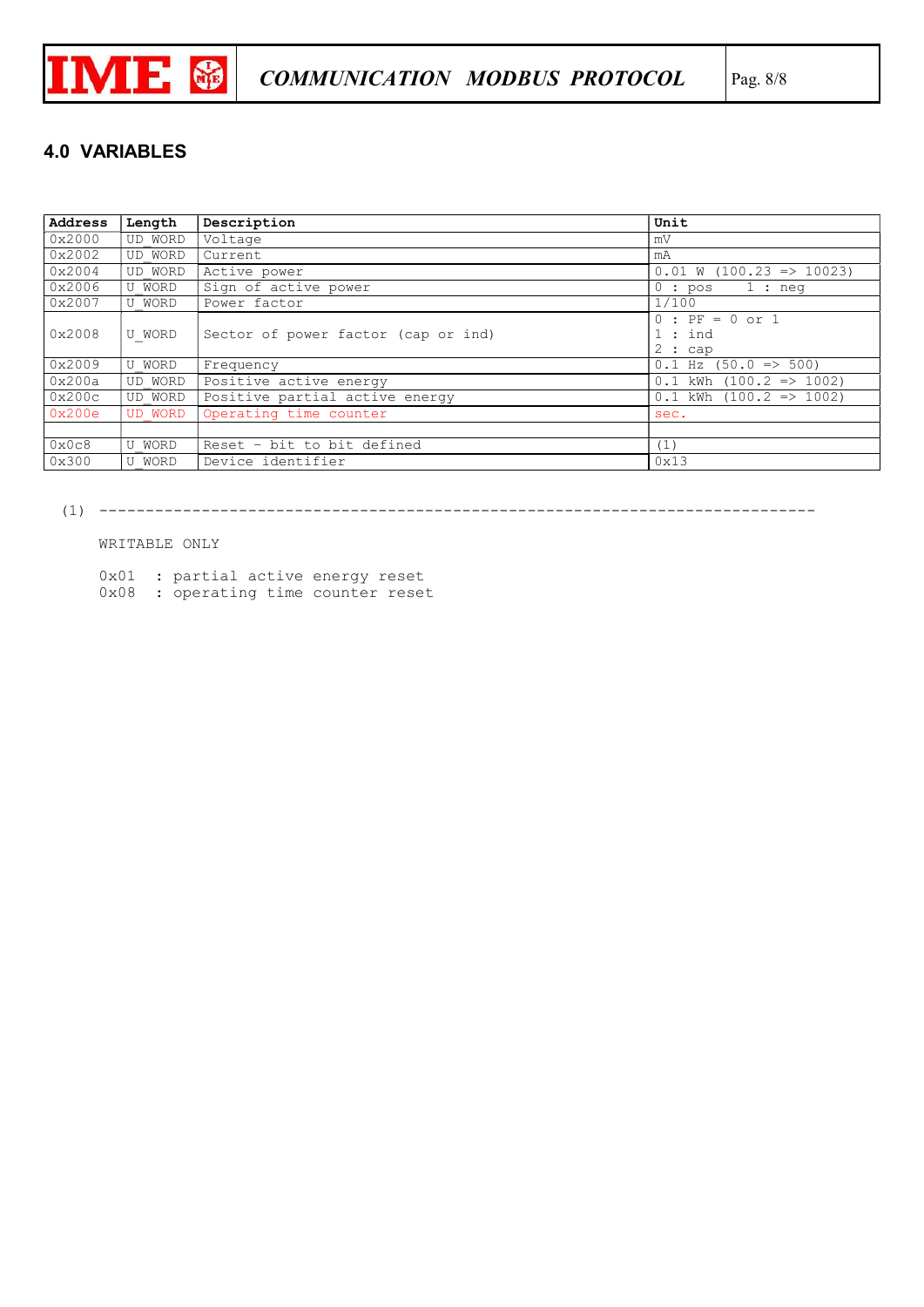## 4.0 VARIABLES

| Address | Length | Description | Unit |
|---|---|---|---|
| 0x2000 | UD_WORD | Voltage | mV |
| 0x2002 | UD_WORD | Current | mA |
| 0x2004 | UD_WORD | Active power | 0.01 W (100.23 => 10023) |
| 0x2006 | U_WORD | Sign of active power | 0 : pos 1 : neg |
| 0x2007 | U_WORD | Power factor | 1/100 |
| 0x2008 | U_WORD | Sector of power factor (cap or ind) | 0 : PF = 0 or 1<br>1 : ind<br>2 : cap |
| 0x2009 | U_WORD | Frequency | 0.1 Hz (50.0 => 500) |
| 0x200a | UD_WORD | Positive active energy | 0.1 kWh (100.2 => 1002) |
| 0x200c | UD_WORD | Positive partial active energy | 0.1 kWh (100.2 => 1002) |
| 0x200e | UD_WORD | Operating time counter | sec. |
| | | | |
| 0x0c8 | U_WORD | Reset - bit to bit defined | (1) |
| 0x300 | U_WORD | Device identifier | 0x13 |

(1) ---------------------------------------------------------------------------

WRITABLE ONLY

0x01 : partial active energy reset
0x08 : operating time counter reset